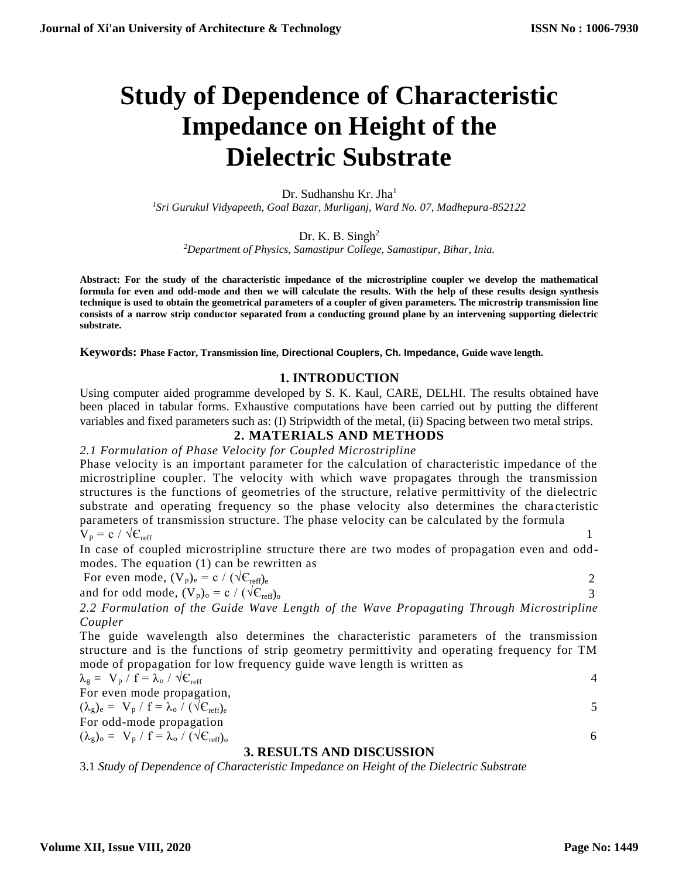# Study of Dependence of Characteristic Impedance on Height of the Dielectric Substrate

Dr. Sudhanshu Kr. Jha[1]

[1]*Sri Gurukul Vidyapeeth, Goal Bazar, Murliganj, Ward No. 07, Madhepura-852122*

Dr. K. B. Singh[2]

[2]*Department of Physics, Samastipur College, Samastipur, Bihar, Inia.*

**Abstract: For the study of the characteristic impedance of the microstripline coupler we develop the mathematical formula for even and odd-mode and then we will calculate the results. With the help of these results design synthesis technique is used to obtain the geometrical parameters of a coupler of given parameters. The microstrip transmission line consists of a narrow strip conductor separated from a conducting ground plane by an intervening supporting dielectric substrate.**

**Keywords: Phase Factor, Transmission line, Directional Couplers, Ch. Impedance, Guide wave length.**

## 1. INTRODUCTION

Using computer aided programme developed by S. K. Kaul, CARE, DELHI. The results obtained have been placed in tabular forms. Exhaustive computations have been carried out by putting the different variables and fixed parameters such as: (I) Stripwidth of the metal, (ii) Spacing between two metal strips.

## 2. MATERIALS AND METHODS

*2.1 Formulation of Phase Velocity for Coupled Microstripline*

Phase velocity is an important parameter for the calculation of characteristic impedance of the microstripline coupler. The velocity with which wave propagates through the transmission structures is the functions of geometries of the structure, relative permittivity of the dielectric substrate and operating frequency so the phase velocity also determines the chara cteristic parameters of transmission structure. The phase velocity can be calculated by the formula

$$V_p = c / \sqrt{\epsilon_{reff}} \qquad 1$$

In case of coupled microstripline structure there are two modes of propagation even and odd-modes. The equation (1) can be rewritten as

For even mode, $(V_p)_e = c / (\sqrt{\epsilon_{reff}})_e$ 2

and for odd mode, $(V_p)_o = c / (\sqrt{\epsilon_{reff}})_o$ 3

*2.2 Formulation of the Guide Wave Length of the Wave Propagating Through Microstripline Coupler*

The guide wavelength also determines the characteristic parameters of the transmission structure and is the functions of strip geometry permittivity and operating frequency for TM mode of propagation for low frequency guide wave length is written as

$$\lambda_g = V_p / f = \lambda_o / \sqrt{\epsilon_{reff}} \qquad 4$$

For even mode propagation,

$$(\lambda_g)_e = V_p / f = \lambda_o / (\sqrt{\epsilon_{reff}})_e \qquad 5$$

For odd-mode propagation

$$(\lambda_g)_o = V_p / f = \lambda_o / (\sqrt{\epsilon_{reff}})_o \qquad 6$$

## 3. RESULTS AND DISCUSSION

3.1 *Study of Dependence of Characteristic Impedance on Height of the Dielectric Substrate*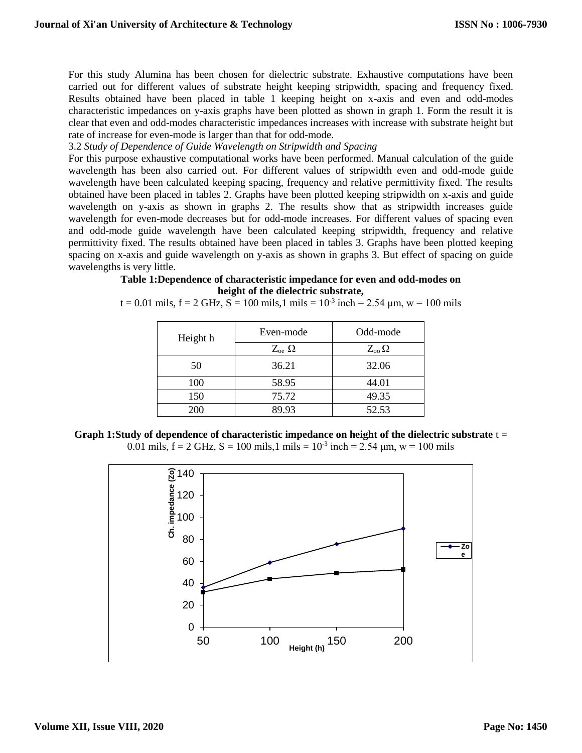For this study Alumina has been chosen for dielectric substrate. Exhaustive computations have been carried out for different values of substrate height keeping stripwidth, spacing and frequency fixed. Results obtained have been placed in table 1 keeping height on x-axis and even and odd-modes characteristic impedances on y-axis graphs have been plotted as shown in graph 1. Form the result it is clear that even and odd-modes characteristic impedances increases with increase with substrate height but rate of increase for even-mode is larger than that for odd-mode.

3.2 *Study of Dependence of Guide Wavelength on Stripwidth and Spacing*

For this purpose exhaustive computational works have been performed. Manual calculation of the guide wavelength has been also carried out. For different values of stripwidth even and odd-mode guide wavelength have been calculated keeping spacing, frequency and relative permittivity fixed. The results obtained have been placed in tables 2. Graphs have been plotted keeping stripwidth on x-axis and guide wavelength on y-axis as shown in graphs 2. The results show that as stripwidth increases guide wavelength for even-mode decreases but for odd-mode increases. For different values of spacing even and odd-mode guide wavelength have been calculated keeping stripwidth, frequency and relative permittivity fixed. The results obtained have been placed in tables 3. Graphs have been plotted keeping spacing on x-axis and guide wavelength on y-axis as shown in graphs 3. But effect of spacing on guide wavelengths is very little.

**Table 1:Dependence of characteristic impedance for even and odd-modes on height of the dielectric substrate,**

t = 0.01 mils, f = 2 GHz, S = 100 mils,1 mils = $10^{-3}$ inch = 2.54 μm, w = 100 mils

| Height h | Even-mode | Odd-mode |
|---|---|---|
| | $Z_{oe}$ Ω | $Z_{oo}$ Ω |
| 50 | 36.21 | 32.06 |
| 100 | 58.95 | 44.01 |
| 150 | 75.72 | 49.35 |
| 200 | 89.93 | 52.53 |

**Graph 1:Study of dependence of characteristic impedance on height of the dielectric substrate** t = 0.01 mils, f = 2 GHz, S = 100 mils,1 mils = $10^{-3}$ inch = 2.54 μm, w = 100 mils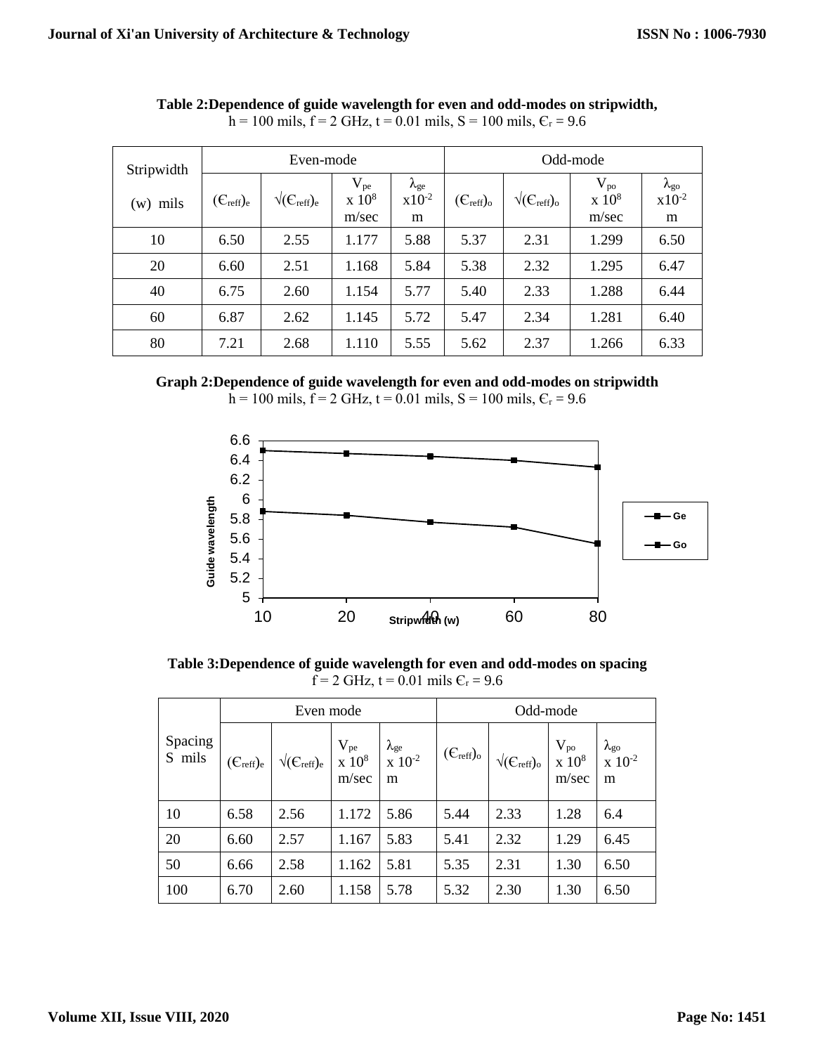**Table 2:Dependence of guide wavelength for even and odd-modes on stripwidth,**

h = 100 mils, f = 2 GHz, t = 0.01 mils, S = 100 mils, $\epsilon_r$ = 9.6

| Stripwidth (w) mils | Even-mode | | | | Odd-mode | | | |
|---|---|---|---|---|---|---|---|---|
| | $(\epsilon_{reff})_e$ | $\sqrt{(\epsilon_{reff})_e}$ | $V_{pe}$ x $10^8$ m/sec | $\lambda_{ge}$ x$10^{-2}$ m | $(\epsilon_{reff})_o$ | $\sqrt{(\epsilon_{reff})_o}$ | $V_{po}$ x $10^8$ m/sec | $\lambda_{go}$ x$10^{-2}$ m |
| 10 | 6.50 | 2.55 | 1.177 | 5.88 | 5.37 | 2.31 | 1.299 | 6.50 |
| 20 | 6.60 | 2.51 | 1.168 | 5.84 | 5.38 | 2.32 | 1.295 | 6.47 |
| 40 | 6.75 | 2.60 | 1.154 | 5.77 | 5.40 | 2.33 | 1.288 | 6.44 |
| 60 | 6.87 | 2.62 | 1.145 | 5.72 | 5.47 | 2.34 | 1.281 | 6.40 |
| 80 | 7.21 | 2.68 | 1.110 | 5.55 | 5.62 | 2.37 | 1.266 | 6.33 |

**Graph 2:Dependence of guide wavelength for even and odd-modes on stripwidth**

h = 100 mils, f = 2 GHz, t = 0.01 mils, S = 100 mils, $\epsilon_r$ = 9.6

**Table 3:Dependence of guide wavelength for even and odd-modes on spacing**

f = 2 GHz, t = 0.01 mils $\epsilon_r$ = 9.6

| Spacing S mils | Even mode | | | | Odd-mode | | | |
|---|---|---|---|---|---|---|---|---|
| | $(\epsilon_{reff})_e$ | $\sqrt{(\epsilon_{reff})_e}$ | $V_{pe}$ x $10^8$ m/sec | $\lambda_{ge}$ x $10^{-2}$ m | $(\epsilon_{reff})_o$ | $\sqrt{(\epsilon_{reff})_o}$ | $V_{po}$ x $10^8$ m/sec | $\lambda_{go}$ x $10^{-2}$ m |
| 10 | 6.58 | 2.56 | 1.172 | 5.86 | 5.44 | 2.33 | 1.28 | 6.4 |
| 20 | 6.60 | 2.57 | 1.167 | 5.83 | 5.41 | 2.32 | 1.29 | 6.45 |
| 50 | 6.66 | 2.58 | 1.162 | 5.81 | 5.35 | 2.31 | 1.30 | 6.50 |
| 100 | 6.70 | 2.60 | 1.158 | 5.78 | 5.32 | 2.30 | 1.30 | 6.50 |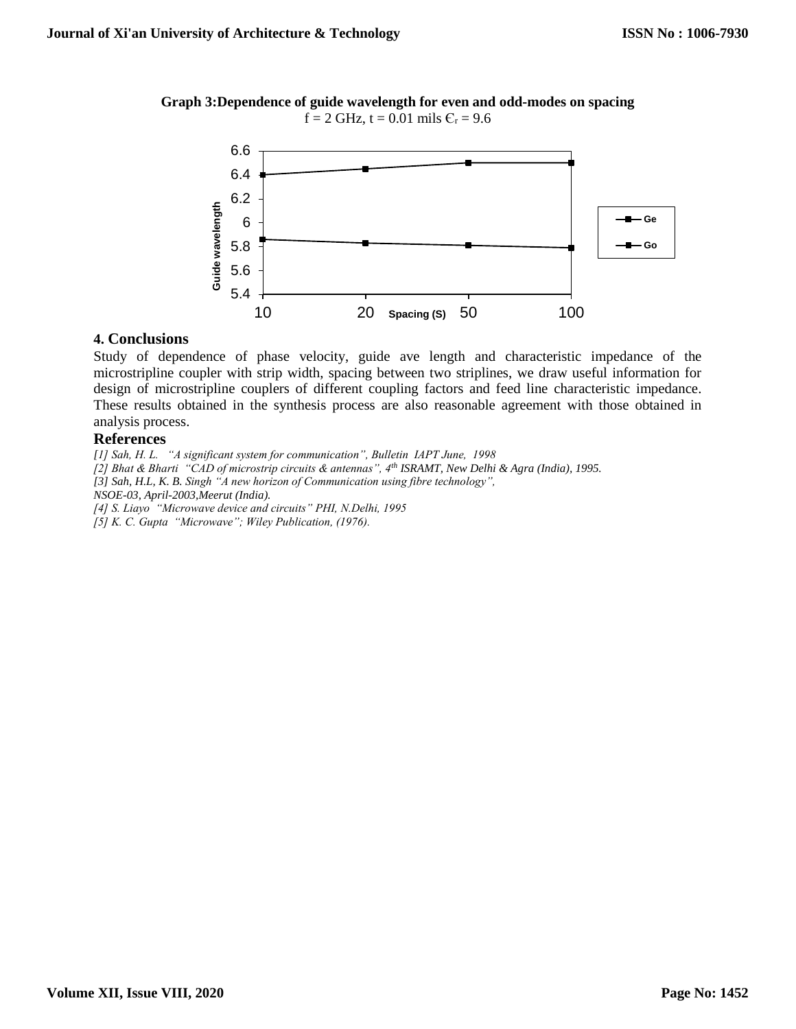**Graph 3:Dependence of guide wavelength for even and odd-modes on spacing**

f = 2 GHz, t = 0.01 mils $\epsilon_r$ = 9.6

Guide wavelength

6.6
6.4
6.2
6
5.8
5.6
5.4

10 20 50 100

Spacing (S)

Ge

Go

## 4. Conclusions

Study of dependence of phase velocity, guide ave length and characteristic impedance of the microstripline coupler with strip width, spacing between two striplines, we draw useful information for design of microstripline couplers of different coupling factors and feed line characteristic impedance. These results obtained in the synthesis process are also reasonable agreement with those obtained in analysis process.

## References

*[1] Sah, H. L. "A significant system for communication", Bulletin IAPT June, 1998*

*[2] Bhat & Bharti "CAD of microstrip circuits & antennas", 4th ISRAMT, New Delhi & Agra (India), 1995.*

*[3] Sah, H.L, K. B. Singh "A new horizon of Communication using fibre technology", NSOE-03, April-2003,Meerut (India).*

*[4] S. Liayo "Microwave device and circuits" PHI, N.Delhi, 1995*

*[5] K. C. Gupta "Microwave"; Wiley Publication, (1976).*